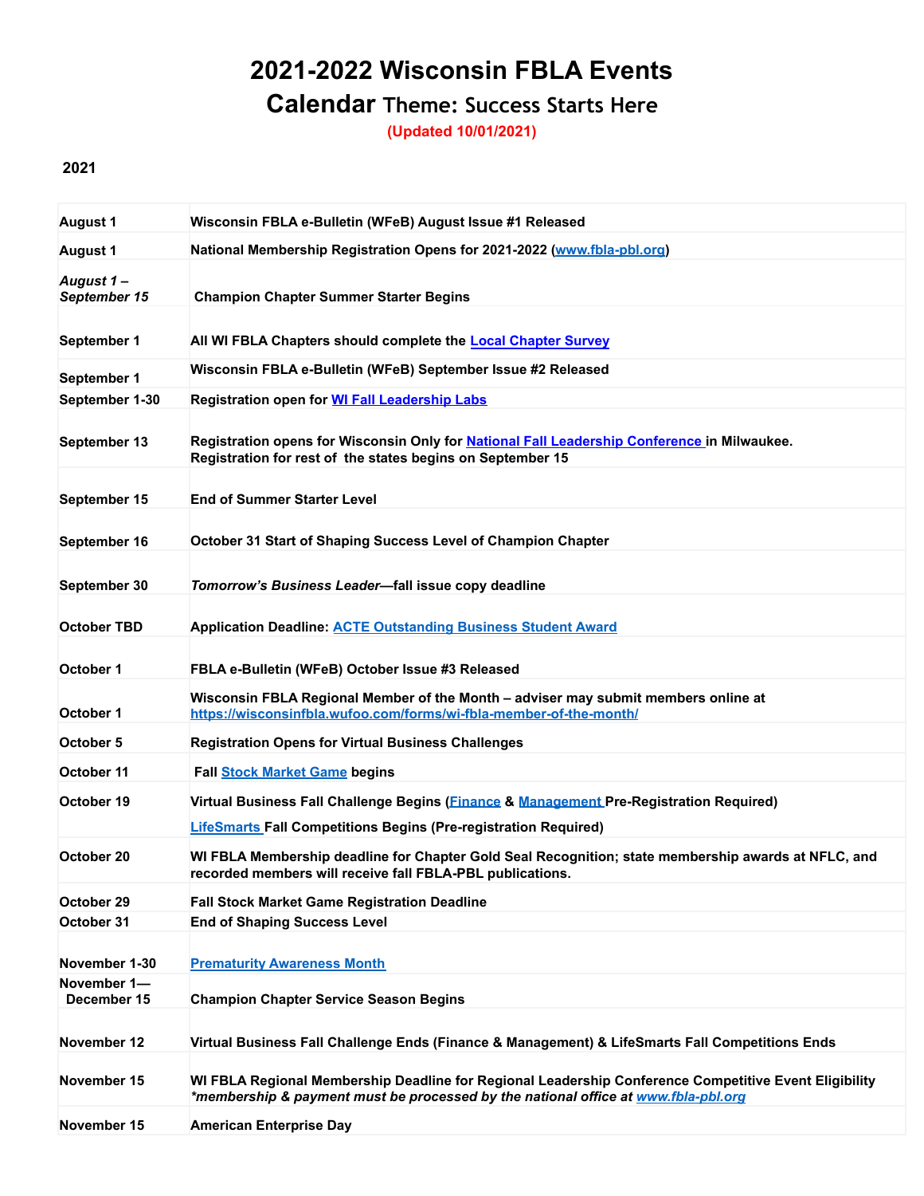# 2021-2022 Wisconsin FBLA Events Calendar Theme: Success Starts Here

**(Updated 10/01/2021)**

**2021**

| | |
|---|---|
| **August 1** | **Wisconsin FBLA e-Bulletin (WFeB) August Issue #1 Released** |
| **August 1** | **National Membership Registration Opens for 2021-2022 (www.fbla-pbl.org)** |
| ***August 1 – September 15*** | **Champion Chapter Summer Starter Begins** |
| **September 1** | **All WI FBLA Chapters should complete the Local Chapter Survey** |
| **September 1** | **Wisconsin FBLA e-Bulletin (WFeB) September Issue #2 Released** |
| **September 1-30** | **Registration open for WI Fall Leadership Labs** |
| **September 13** | **Registration opens for Wisconsin Only for National Fall Leadership Conference in Milwaukee. Registration for rest of the states begins on September 15** |
| **September 15** | **End of Summer Starter Level** |
| **September 16** | **October 31 Start of Shaping Success Level of Champion Chapter** |
| **September 30** | ***Tomorrow's Business Leader*—fall issue copy deadline** |
| **October TBD** | **Application Deadline: ACTE Outstanding Business Student Award** |
| **October 1** | **FBLA e-Bulletin (WFeB) October Issue #3 Released** |
| **October 1** | **Wisconsin FBLA Regional Member of the Month – adviser may submit members online at https://wisconsinfbla.wufoo.com/forms/wi-fbla-member-of-the-month/** |
| **October 5** | **Registration Opens for Virtual Business Challenges** |
| **October 11** | **Fall Stock Market Game begins** |
| **October 19** | **Virtual Business Fall Challenge Begins (Finance & Management Pre-Registration Required)** <br> **LifeSmarts Fall Competitions Begins (Pre-registration Required)** |
| **October 20** | **WI FBLA Membership deadline for Chapter Gold Seal Recognition; state membership awards at NFLC, and recorded members will receive fall FBLA-PBL publications.** |
| **October 29** | **Fall Stock Market Game Registration Deadline** |
| **October 31** | **End of Shaping Success Level** |
| **November 1-30** | **Prematurity Awareness Month** |
| **November 1— December 15** | **Champion Chapter Service Season Begins** |
| **November 12** | **Virtual Business Fall Challenge Ends (Finance & Management) & LifeSmarts Fall Competitions Ends** |
| **November 15** | **WI FBLA Regional Membership Deadline for Regional Leadership Conference Competitive Event Eligibility** <br> ***\*membership & payment must be processed by the national office at www.fbla-pbl.org*** |
| **November 15** | **American Enterprise Day** |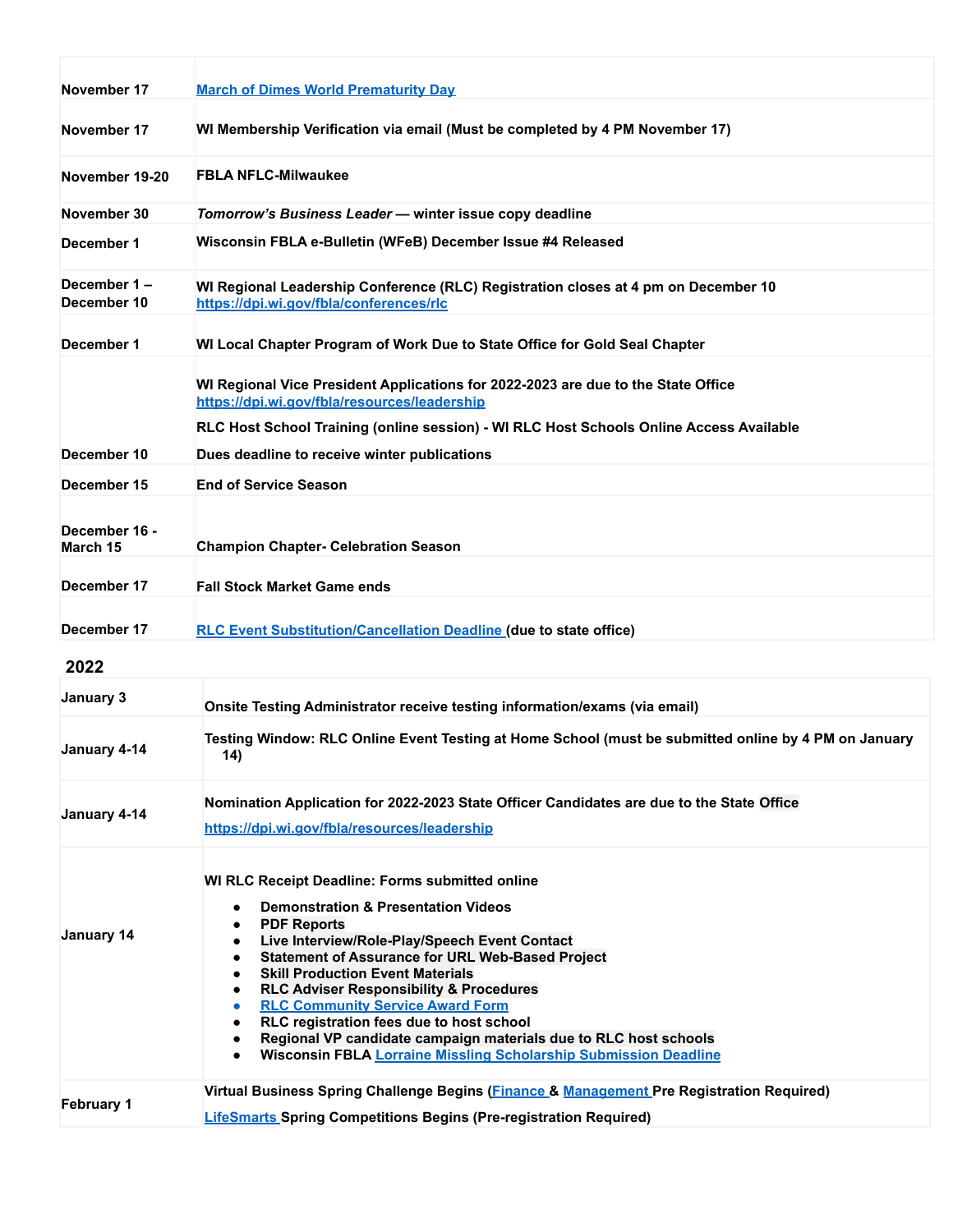| | |
|---|---|
| November 17 | March of Dimes World Prematurity Day |
| November 17 | WI Membership Verification via email (Must be completed by 4 PM November 17) |
| November 19-20 | FBLA NFLC-Milwaukee |
| November 30 | *Tomorrow's Business Leader* — winter issue copy deadline |
| December 1 | Wisconsin FBLA e-Bulletin (WFeB) December Issue #4 Released |
| December 1 – December 10 | WI Regional Leadership Conference (RLC) Registration closes at 4 pm on December 10 https://dpi.wi.gov/fbla/conferences/rlc |
| December 1 | WI Local Chapter Program of Work Due to State Office for Gold Seal Chapter |
| | WI Regional Vice President Applications for 2022-2023 are due to the State Office https://dpi.wi.gov/fbla/resources/leadership<br>RLC Host School Training (online session) - WI RLC Host Schools Online Access Available |
| December 10 | Dues deadline to receive winter publications |
| December 15 | End of Service Season |
| December 16 - March 15 | Champion Chapter- Celebration Season |
| December 17 | Fall Stock Market Game ends |
| December 17 | RLC Event Substitution/Cancellation Deadline (due to state office) |

## 2022

| | |
|---|---|
| January 3 | Onsite Testing Administrator receive testing information/exams (via email) |
| January 4-14 | Testing Window: RLC Online Event Testing at Home School (must be submitted online by 4 PM on January 14) |
| January 4-14 | Nomination Application for 2022-2023 State Officer Candidates are due to the State Office https://dpi.wi.gov/fbla/resources/leadership |
| January 14 | WI RLC Receipt Deadline: Forms submitted online<br>• Demonstration & Presentation Videos<br>• PDF Reports<br>• Live Interview/Role-Play/Speech Event Contact<br>• Statement of Assurance for URL Web-Based Project<br>• Skill Production Event Materials<br>• RLC Adviser Responsibility & Procedures<br>• RLC Community Service Award Form<br>• RLC registration fees due to host school<br>• Regional VP candidate campaign materials due to RLC host schools<br>• Wisconsin FBLA Lorraine Missling Scholarship Submission Deadline |
| February 1 | Virtual Business Spring Challenge Begins (Finance & Management Pre Registration Required)<br>LifeSmarts Spring Competitions Begins (Pre-registration Required) |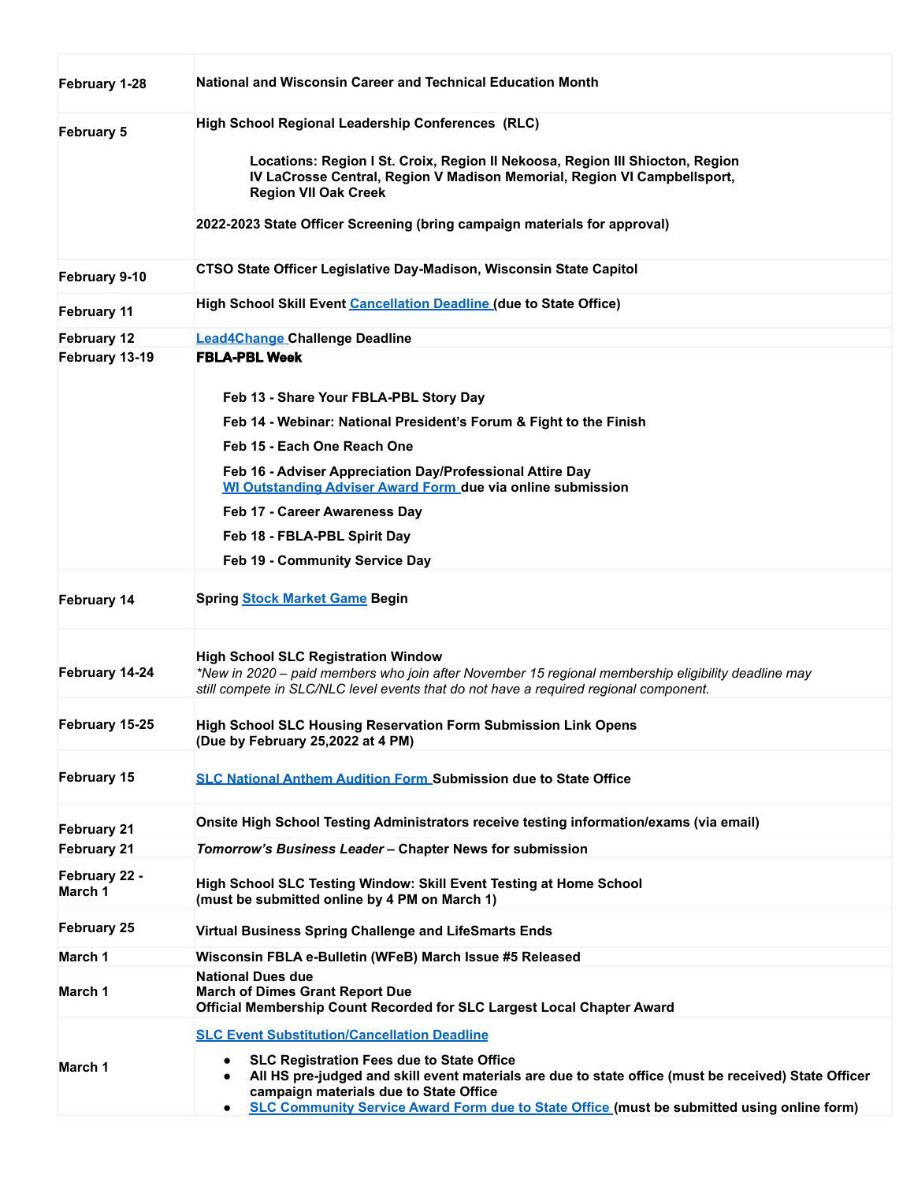| | |
|---|---|
| **February 1-28** | **National and Wisconsin Career and Technical Education Month** |
| **February 5** | **High School Regional Leadership Conferences (RLC)**<br><br>**Locations: Region I St. Croix, Region II Nekoosa, Region III Shiocton, Region IV LaCrosse Central, Region V Madison Memorial, Region VI Campbellsport, Region VII Oak Creek**<br><br>**2022-2023 State Officer Screening (bring campaign materials for approval)** |
| **February 9-10** | **CTSO State Officer Legislative Day-Madison, Wisconsin State Capitol** |
| **February 11** | **High School Skill Event Cancellation Deadline (due to State Office)** |
| **February 12** | **Lead4Change Challenge Deadline** |
| **February 13-19** | **FBLA-PBL Week**<br><br>**Feb 13 - Share Your FBLA-PBL Story Day**<br>**Feb 14 - Webinar: National President's Forum & Fight to the Finish**<br>**Feb 15 - Each One Reach One**<br>**Feb 16 - Adviser Appreciation Day/Professional Attire Day**<br>**WI Outstanding Adviser Award Form due via online submission**<br>**Feb 17 - Career Awareness Day**<br>**Feb 18 - FBLA-PBL Spirit Day**<br>**Feb 19 - Community Service Day** |
| **February 14** | **Spring Stock Market Game Begin** |
| **February 14-24** | **High School SLC Registration Window**<br>*\*New in 2020 – paid members who join after November 15 regional membership eligibility deadline may still compete in SLC/NLC level events that do not have a required regional component.* |
| **February 15-25** | **High School SLC Housing Reservation Form Submission Link Opens**<br>**(Due by February 25,2022 at 4 PM)** |
| **February 15** | **SLC National Anthem Audition Form Submission due to State Office** |
| **February 21** | **Onsite High School Testing Administrators receive testing information/exams (via email)** |
| **February 21** | ***Tomorrow's Business Leader* – Chapter News for submission** |
| **February 22 - March 1** | **High School SLC Testing Window: Skill Event Testing at Home School**<br>**(must be submitted online by 4 PM on March 1)** |
| **February 25** | **Virtual Business Spring Challenge and LifeSmarts Ends** |
| **March 1** | **Wisconsin FBLA e-Bulletin (WFeB) March Issue #5 Released** |
| **March 1** | **National Dues due**<br>**March of Dimes Grant Report Due**<br>**Official Membership Count Recorded for SLC Largest Local Chapter Award** |
| **March 1** | **SLC Event Substitution/Cancellation Deadline**<br>• **SLC Registration Fees due to State Office**<br>• **All HS pre-judged and skill event materials are due to state office (must be received) State Officer campaign materials due to State Office**<br>• **SLC Community Service Award Form due to State Office (must be submitted using online form)** |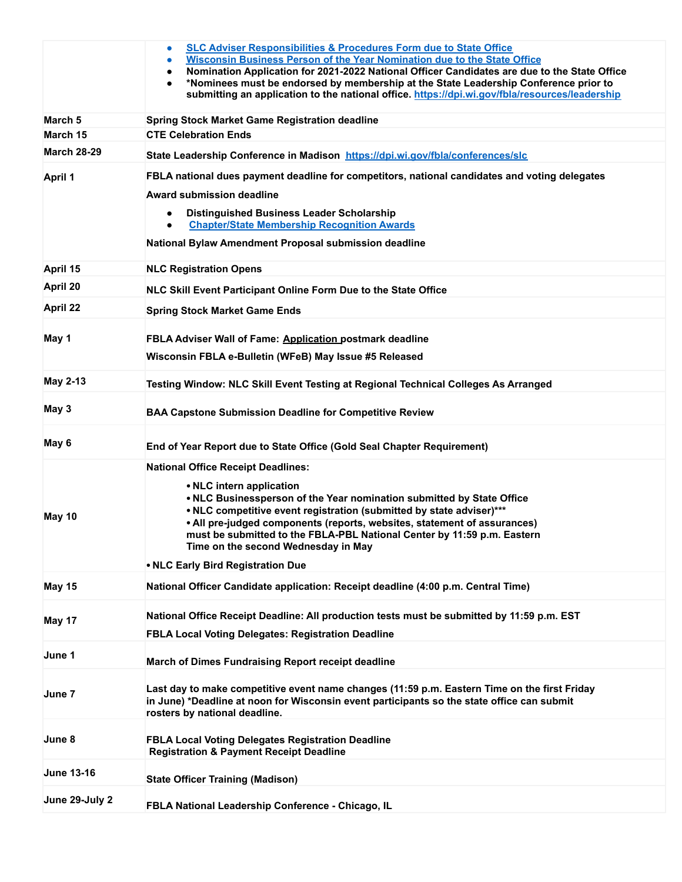| | |
|---|---|
| | • SLC Adviser Responsibilities & Procedures Form due to State Office<br>• Wisconsin Business Person of the Year Nomination due to the State Office<br>• Nomination Application for 2021-2022 National Officer Candidates are due to the State Office<br>• *Nominees must be endorsed by membership at the State Leadership Conference prior to submitting an application to the national office. https://dpi.wi.gov/fbla/resources/leadership |
| March 5 | Spring Stock Market Game Registration deadline |
| March 15 | CTE Celebration Ends |
| March 28-29 | State Leadership Conference in Madison https://dpi.wi.gov/fbla/conferences/slc |
| April 1 | FBLA national dues payment deadline for competitors, national candidates and voting delegates<br><br>Award submission deadline<br>• Distinguished Business Leader Scholarship<br>• Chapter/State Membership Recognition Awards<br><br>National Bylaw Amendment Proposal submission deadline |
| April 15 | NLC Registration Opens |
| April 20 | NLC Skill Event Participant Online Form Due to the State Office |
| April 22 | Spring Stock Market Game Ends |
| May 1 | FBLA Adviser Wall of Fame: Application postmark deadline<br><br>Wisconsin FBLA e-Bulletin (WFeB) May Issue #5 Released |
| May 2-13 | Testing Window: NLC Skill Event Testing at Regional Technical Colleges As Arranged |
| May 3 | BAA Capstone Submission Deadline for Competitive Review |
| May 6 | End of Year Report due to State Office (Gold Seal Chapter Requirement) |
| May 10 | National Office Receipt Deadlines:<br>• NLC intern application<br>• NLC Businessperson of the Year nomination submitted by State Office<br>• NLC competitive event registration (submitted by state adviser)***<br>• All pre-judged components (reports, websites, statement of assurances) must be submitted to the FBLA-PBL National Center by 11:59 p.m. Eastern Time on the second Wednesday in May<br><br>• NLC Early Bird Registration Due |
| May 15 | National Officer Candidate application: Receipt deadline (4:00 p.m. Central Time) |
| May 17 | National Office Receipt Deadline: All production tests must be submitted by 11:59 p.m. EST<br><br>FBLA Local Voting Delegates: Registration Deadline |
| June 1 | March of Dimes Fundraising Report receipt deadline |
| June 7 | Last day to make competitive event name changes (11:59 p.m. Eastern Time on the first Friday in June) *Deadline at noon for Wisconsin event participants so the state office can submit rosters by national deadline. |
| June 8 | FBLA Local Voting Delegates Registration Deadline<br>Registration & Payment Receipt Deadline |
| June 13-16 | State Officer Training (Madison) |
| June 29-July 2 | FBLA National Leadership Conference - Chicago, IL |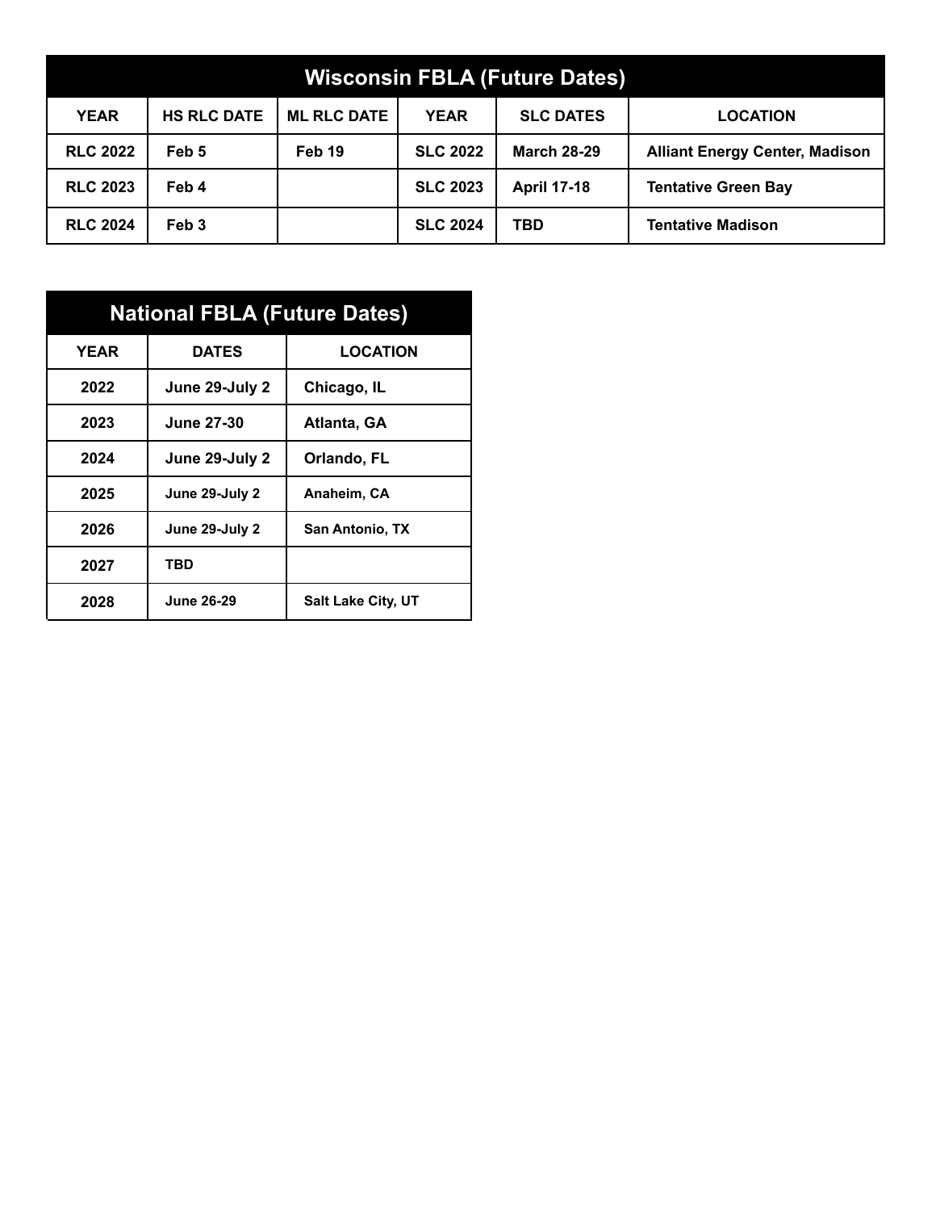| Wisconsin FBLA (Future Dates) | | | | | |
|---|---|---|---|---|---|
| **YEAR** | **HS RLC DATE** | **ML RLC DATE** | **YEAR** | **SLC DATES** | **LOCATION** |
| **RLC 2022** | **Feb 5** | **Feb 19** | **SLC 2022** | **March 28-29** | **Alliant Energy Center, Madison** |
| **RLC 2023** | **Feb 4** | | **SLC 2023** | **April 17-18** | **Tentative Green Bay** |
| **RLC 2024** | **Feb 3** | | **SLC 2024** | **TBD** | **Tentative Madison** |

| National FBLA (Future Dates) | | |
|---|---|---|
| **YEAR** | **DATES** | **LOCATION** |
| **2022** | **June 29-July 2** | **Chicago, IL** |
| **2023** | **June 27-30** | **Atlanta, GA** |
| **2024** | **June 29-July 2** | **Orlando, FL** |
| **2025** | **June 29-July 2** | **Anaheim, CA** |
| **2026** | **June 29-July 2** | **San Antonio, TX** |
| **2027** | **TBD** | |
| **2028** | **June 26-29** | **Salt Lake City, UT** |